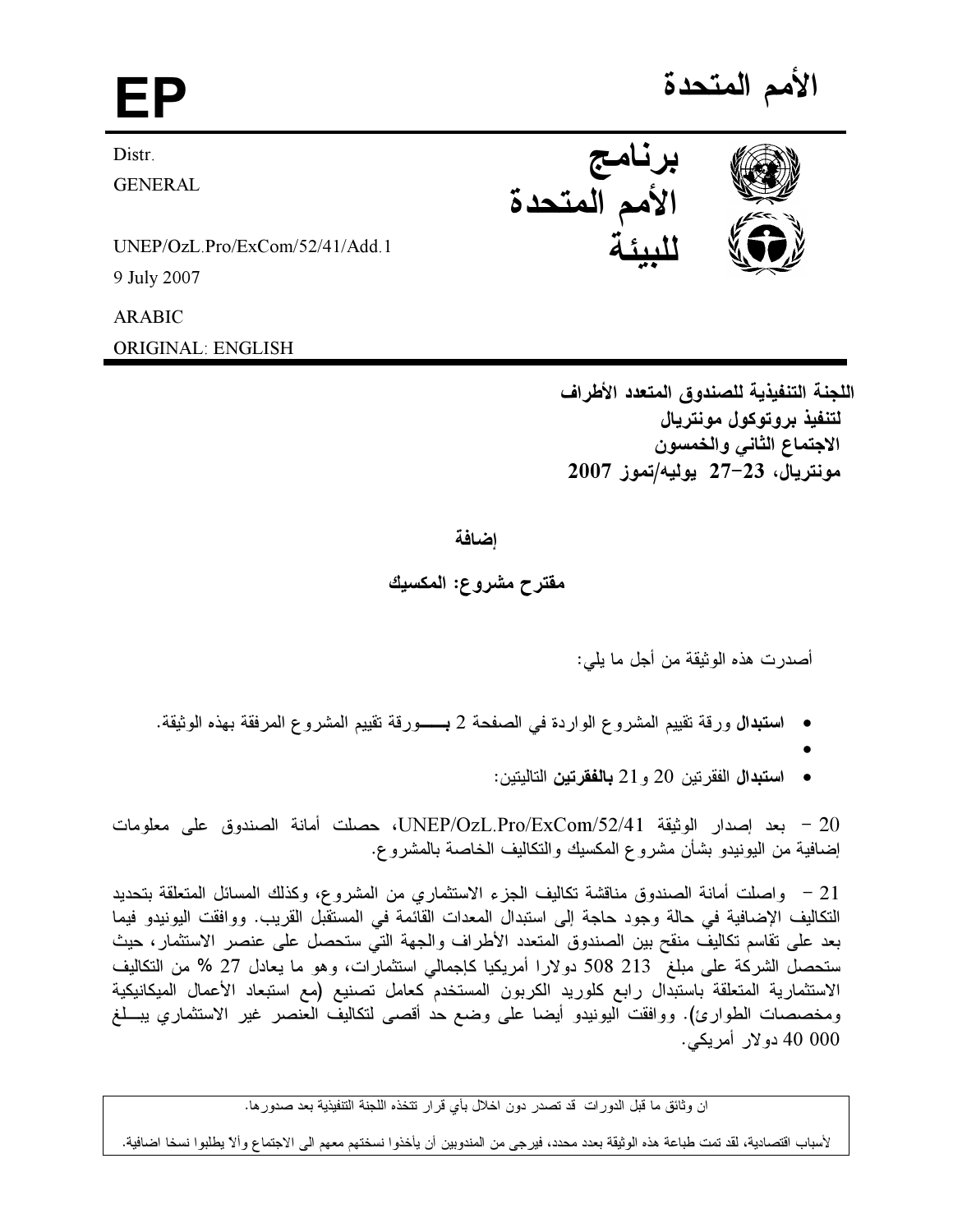# EP

# الأمم المتحدة

Distr.
GENERAL

UNEP/OzL.Pro/ExCom/52/41/Add.1
9 July 2007

ARABIC
ORIGINAL: ENGLISH

**برنامج الأمم المتحدة للبيئة**

**اللجنة التنفيذية للصندوق المتعدد الأطراف**
**لتنفيذ بروتوكول مونتريال**
**الاجتماع الثاني والخمسون**
**مونتريال، 23-27 يوليه/تموز 2007**

## إضافة

## مقترح مشروع: المكسيك

أصدرت هذه الوثيقة من أجل ما يلي:

- **استبدال** ورقة تقييم المشروع الواردة في الصفحة 2 **بـ** ورقة تقييم المشروع المرفقة بهذه الوثيقة.
-
- **استبدال** الفقرتين 20 و21 **بالفقرتين** التاليتين:

20 – بعد إصدار الوثيقة UNEP/OzL.Pro/ExCom/52/41، حصلت أمانة الصندوق على معلومات إضافية من اليونيدو بشأن مشروع المكسيك والتكاليف الخاصة بالمشروع.

21 – واصلت أمانة الصندوق مناقشة تكاليف الجزء الاستثماري من المشروع، وكذلك المسائل المتعلقة بتحديد التكاليف الإضافية في حالة وجود حاجة إلى استبدال المعدات القائمة في المستقبل القريب. ووافقت اليونيدو فيما بعد على تقاسم تكاليف منقح بين الصندوق المتعدد الأطراف والجهة التي ستحصل على عنصر الاستثمار، حيث ستحصل الشركة على مبلغ 213 508 دولارا أمريكيا كإجمالي استثمارات، وهو ما يعادل 27 % من التكاليف الاستثمارية المتعلقة باستبدال رابع كلوريد الكربون المستخدم كعامل تصنيع (مع استبعاد الأعمال الميكانيكية ومخصصات الطوارئ). ووافقت اليونيدو أيضا على وضع حد أقصى لتكاليف العنصر غير الاستثماري يبلغ 000 40 دولار أمريكي.

ان وثائق ما قبل الدورات قد تصدر دون اخلال بأي قرار تتخذه اللجنة التنفيذية بعد صدورها.

لأسباب اقتصادية، لقد تمت طباعة هذه الوثيقة بعدد محدد، فيرجى من المندوبين أن يأخذوا نسختهم معهم الى الاجتماع وألا يطلبوا نسخا اضافية.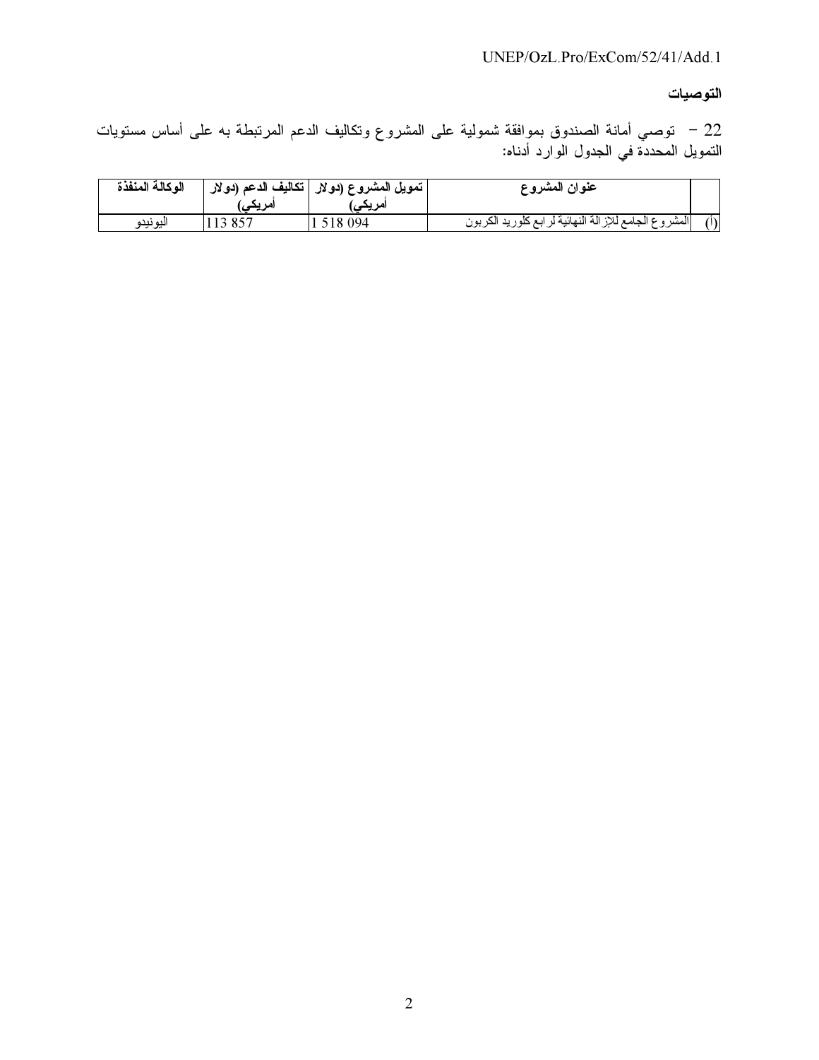## التوصيات

22 – توصي أمانة الصندوق بموافقة شمولية على المشروع وتكاليف الدعم المرتبطة به على أساس مستويات التمويل المحددة في الجدول الوارد أدناه:

| | عنوان المشروع | تمويل المشروع (دولار أمريكي) | تكاليف الدعم (دولار أمريكي) | الوكالة المنفذة |
|---|---|---|---|---|
| (أ) | المشروع الجامع للإزالة النهائية لرابع كلوريد الكربون | 1 518 094 | 113 857 | اليونيدو |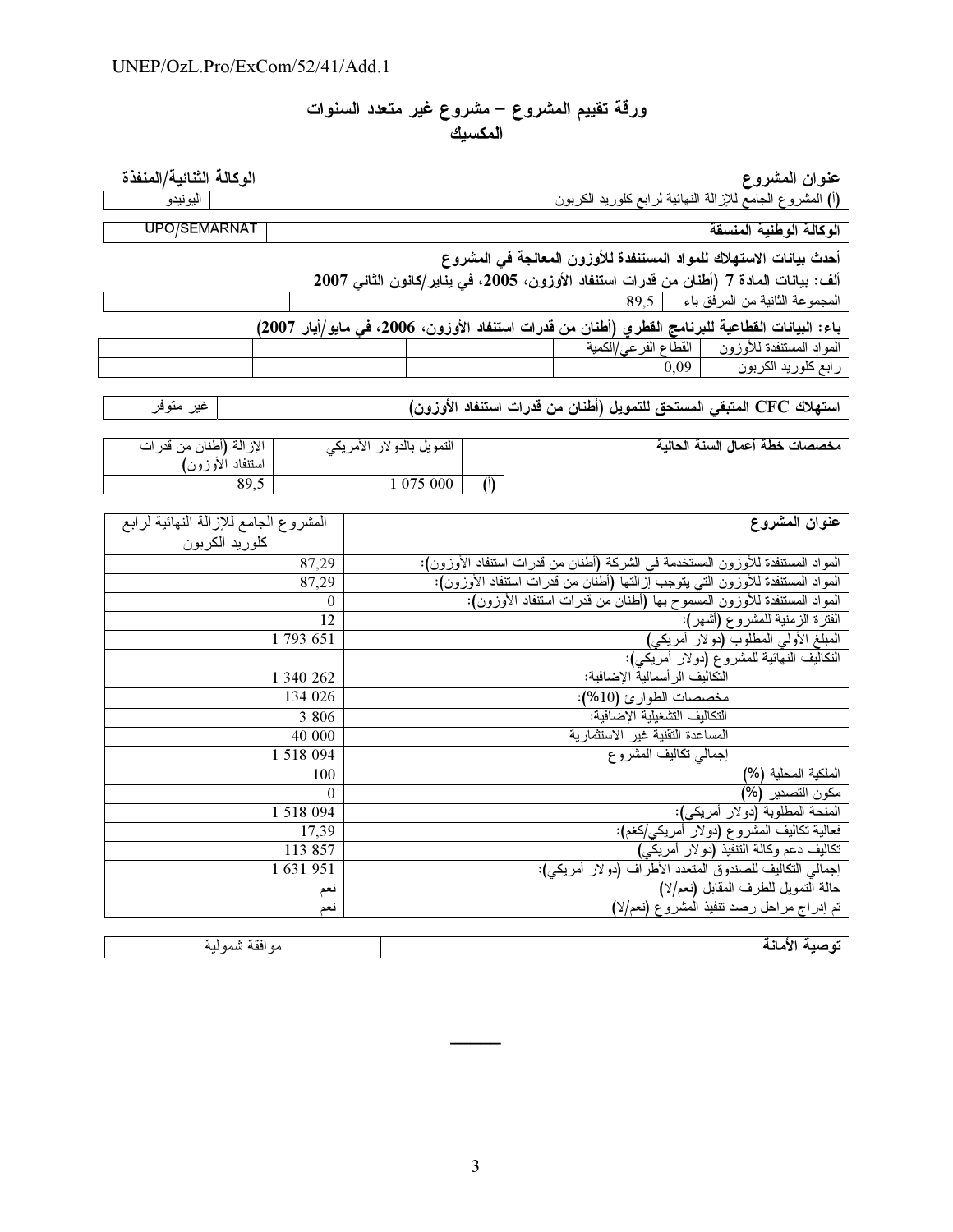# ورقة تقييم المشروع – مشروع غير متعدد السنوات
## المكسيك

| عنوان المشروع | الوكالة الثنائية/المنفذة |
|---|---|
| (أ) المشروع الجامع للإزالة النهائية لرابع كلوريد الكربون | اليونيدو |

| | |
|---|---|
| **الوكالة الوطنية المنسقة** | UPO/SEMARNAT |

**أحدث بيانات الاستهلاك للمواد المستنفدة للأوزون المعالجة في المشروع**

**ألف: بيانات المادة 7 (أطنان من قدرات استنفاد الأوزون، 2005، في يناير/كانون الثاني 2007**

| | | | |
|---|---|---|---|
| المجموعة الثانية من المرفق باء | 89,5 | | |

**باء: البيانات القطاعية للبرنامج القطري (أطنان من قدرات استنفاد الأوزون، 2006، في مايو/أيار 2007)**

| المواد المستنفدة للأوزون | القطاع الفرعي/الكمية | | | |
|---|---|---|---|---|
| رابع كلوريد الكربون | 0,09 | | | |

| | |
|---|---|
| **استهلاك CFC المتبقي المستحق للتمويل (أطنان من قدرات استنفاد الأوزون)** | غير متوفر |

| **مخصصات خطة أعمال السنة الحالية** | | التمويل بالدولار الأمريكي | الإزالة (أطنان من قدرات استنفاد الأوزون) |
|---|---|---|---|
| | (أ) | 1 075 000 | 89,5 |

| **عنوان المشروع** | المشروع الجامع للإزالة النهائية لرابع كلوريد الكربون |
|---|---|
| المواد المستنفدة للأوزون المستخدمة في الشركة (أطنان من قدرات استنفاد الأوزون): | 87,29 |
| المواد المستنفدة للأوزون التي يتوجب إزالتها (أطنان من قدرات استنفاد الأوزون): | 87,29 |
| المواد المستنفدة للأوزون المسموح بها (أطنان من قدرات استنفاد الأوزون): | 0 |
| الفترة الزمنية للمشروع (أشهر): | 12 |
| المبلغ الأولي المطلوب (دولار أمريكي) | 1 793 651 |
| التكاليف النهائية للمشروع (دولار أمريكي): | |
| التكاليف الرأسمالية الإضافية: | 1 340 262 |
| مخصصات الطوارئ (10%): | 134 026 |
| التكاليف التشغيلية الإضافية: | 3 806 |
| المساعدة التقنية غير الاستثمارية | 40 000 |
| إجمالي تكاليف المشروع | 1 518 094 |
| الملكية المحلية (%) | 100 |
| مكون التصدير (%) | 0 |
| المنحة المطلوبة (دولار أمريكي): | 1 518 094 |
| فعالية تكاليف المشروع (دولار أمريكي/كغم): | 17,39 |
| تكاليف دعم وكالة التنفيذ (دولار أمريكي) | 113 857 |
| إجمالي التكاليف للصندوق المتعدد الأطراف (دولار أمريكي): | 1 631 951 |
| حالة التمويل للطرف المقابل (نعم/لا) | نعم |
| تم إدراج مراحل رصد تنفيذ المشروع (نعم/لا) | نعم |

| | |
|---|---|
| **توصية الأمانة** | موافقة شمولية |

______